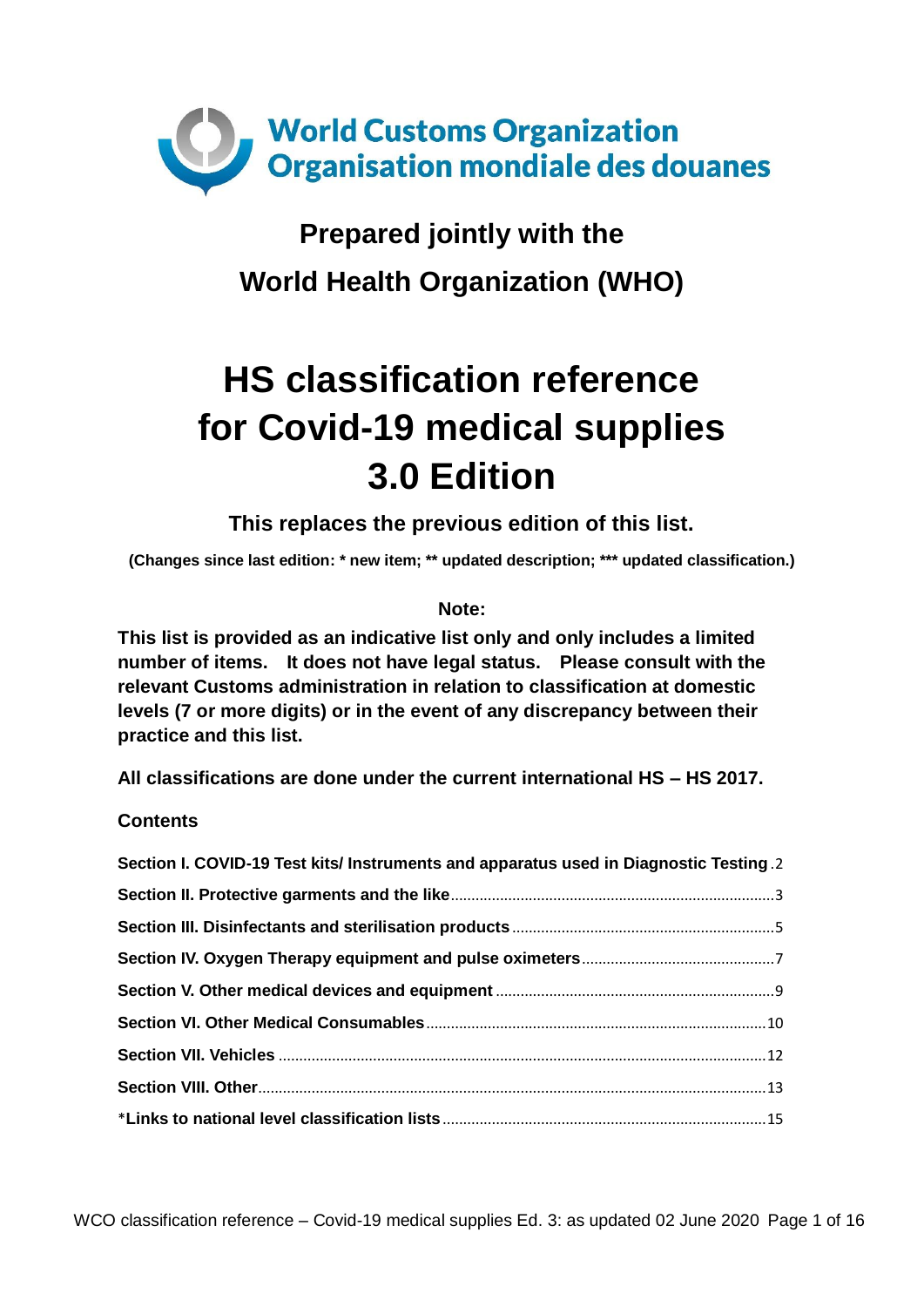World Customs Organization
Organisation mondiale des douanes

**Prepared jointly with the**

**World Health Organization (WHO)**

# HS classification reference for Covid-19 medical supplies 3.0 Edition

**This replaces the previous edition of this list.**

**(Changes since last edition: * new item; ** updated description; *** updated classification.)**

**Note:**

**This list is provided as an indicative list only and only includes a limited number of items. It does not have legal status. Please consult with the relevant Customs administration in relation to classification at domestic levels (7 or more digits) or in the event of any discrepancy between their practice and this list.**

**All classifications are done under the current international HS – HS 2017.**

**Contents**

- **Section I. COVID-19 Test kits/ Instruments and apparatus used in Diagnostic Testing** .... 2
- **Section II. Protective garments and the like** .... 3
- **Section III. Disinfectants and sterilisation products** .... 5
- **Section IV. Oxygen Therapy equipment and pulse oximeters** .... 7
- **Section V. Other medical devices and equipment** .... 9
- **Section VI. Other Medical Consumables** .... 10
- **Section VII. Vehicles** .... 12
- **Section VIII. Other** .... 13
- ***Links to national level classification lists** .... 15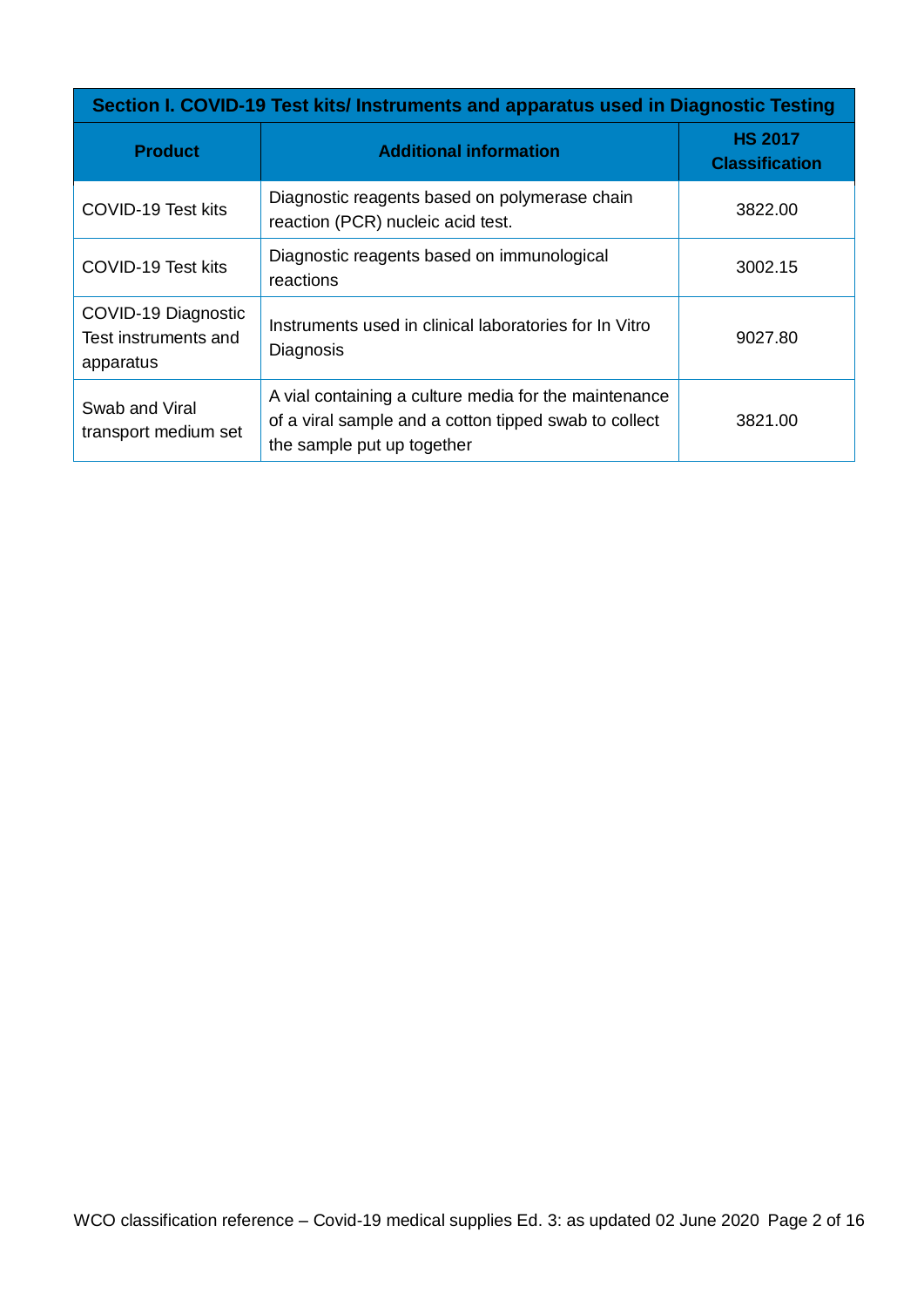| Section I. COVID-19 Test kits/ Instruments and apparatus used in Diagnostic Testing | | |
|---|---|---|
| **Product** | **Additional information** | **HS 2017 Classification** |
| COVID-19 Test kits | Diagnostic reagents based on polymerase chain reaction (PCR) nucleic acid test. | 3822.00 |
| COVID-19 Test kits | Diagnostic reagents based on immunological reactions | 3002.15 |
| COVID-19 Diagnostic Test instruments and apparatus | Instruments used in clinical laboratories for In Vitro Diagnosis | 9027.80 |
| Swab and Viral transport medium set | A vial containing a culture media for the maintenance of a viral sample and a cotton tipped swab to collect the sample put up together | 3821.00 |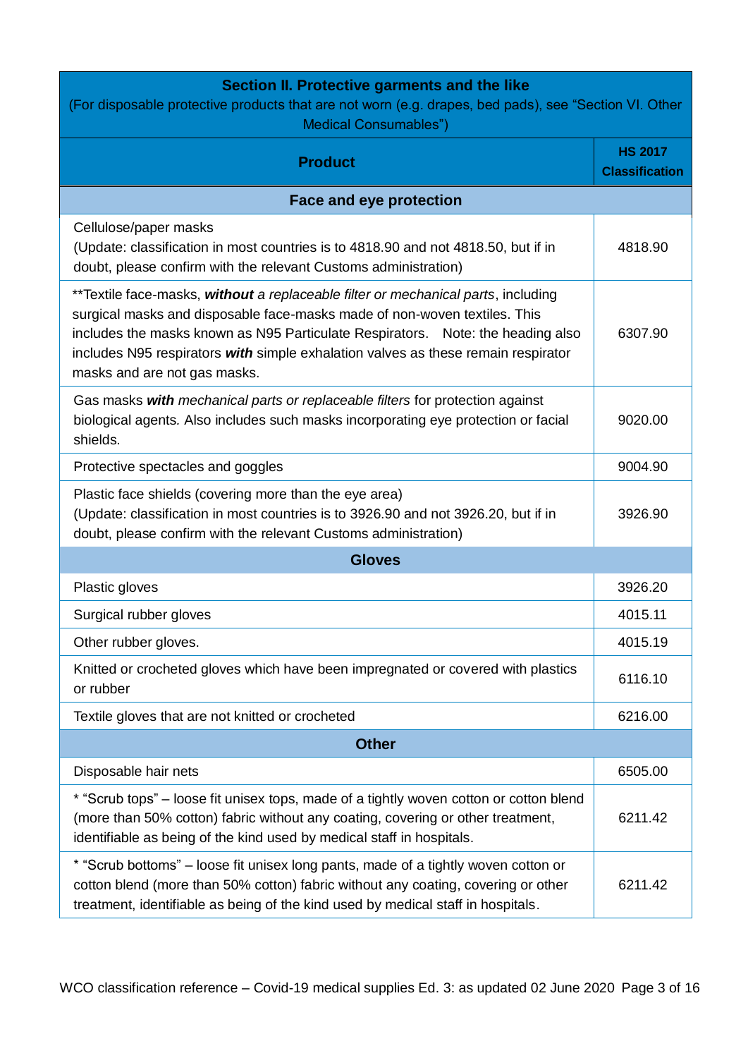| **Section II. Protective garments and the like**<br>(For disposable protective products that are not worn (e.g. drapes, bed pads), see "Section VI. Other Medical Consumables") | |
|---|---|
| **Product** | **HS 2017 Classification** |
| **Face and eye protection** | |
| Cellulose/paper masks<br>(Update: classification in most countries is to 4818.90 and not 4818.50, but if in doubt, please confirm with the relevant Customs administration) | 4818.90 |
| **Textile face-masks, ***without** a replaceable filter or mechanical parts*, including surgical masks and disposable face-masks made of non-woven textiles. This includes the masks known as N95 Particulate Respirators. Note: the heading also includes N95 respirators ***with*** simple exhalation valves as these remain respirator masks and are not gas masks. | 6307.90 |
| Gas masks ***with*** *mechanical parts or replaceable filters* for protection against biological agents. Also includes such masks incorporating eye protection or facial shields. | 9020.00 |
| Protective spectacles and goggles | 9004.90 |
| Plastic face shields (covering more than the eye area)<br>(Update: classification in most countries is to 3926.90 and not 3926.20, but if in doubt, please confirm with the relevant Customs administration) | 3926.90 |
| **Gloves** | |
| Plastic gloves | 3926.20 |
| Surgical rubber gloves | 4015.11 |
| Other rubber gloves. | 4015.19 |
| Knitted or crocheted gloves which have been impregnated or covered with plastics or rubber | 6116.10 |
| Textile gloves that are not knitted or crocheted | 6216.00 |
| **Other** | |
| Disposable hair nets | 6505.00 |
| * "Scrub tops" – loose fit unisex tops, made of a tightly woven cotton or cotton blend (more than 50% cotton) fabric without any coating, covering or other treatment, identifiable as being of the kind used by medical staff in hospitals. | 6211.42 |
| * "Scrub bottoms" – loose fit unisex long pants, made of a tightly woven cotton or cotton blend (more than 50% cotton) fabric without any coating, covering or other treatment, identifiable as being of the kind used by medical staff in hospitals. | 6211.42 |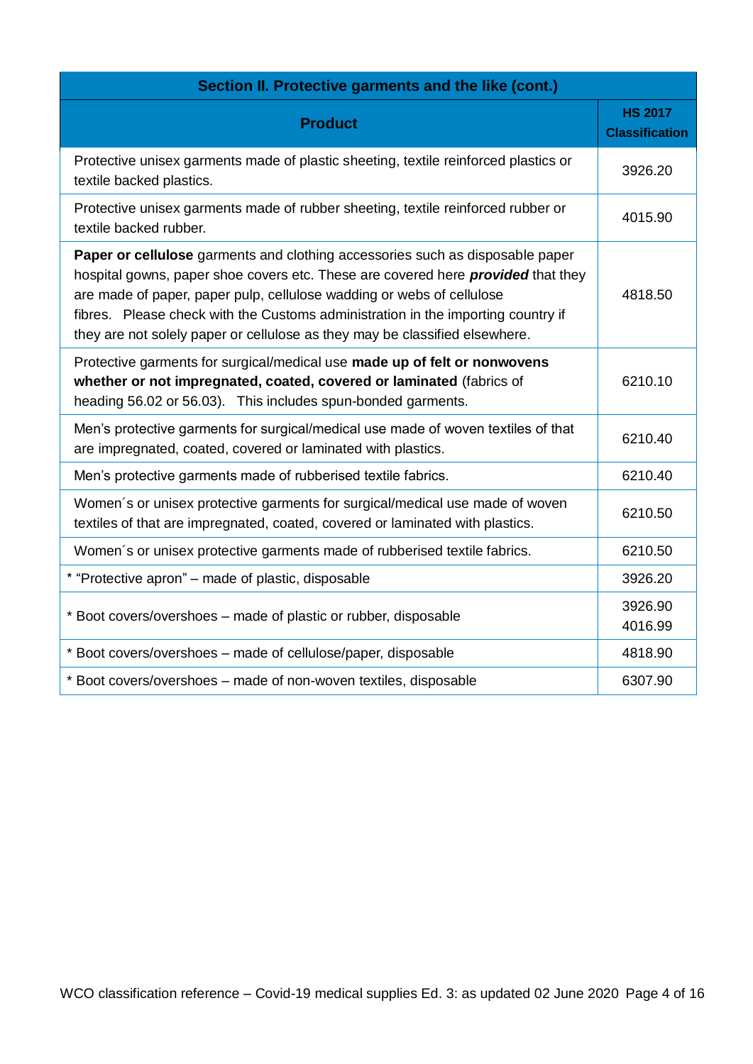| Section II. Protective garments and the like (cont.) | |
|---|---|
| **Product** | **HS 2017 Classification** |
| Protective unisex garments made of plastic sheeting, textile reinforced plastics or textile backed plastics. | 3926.20 |
| Protective unisex garments made of rubber sheeting, textile reinforced rubber or textile backed rubber. | 4015.90 |
| **Paper or cellulose** garments and clothing accessories such as disposable paper hospital gowns, paper shoe covers etc. These are covered here ***provided*** that they are made of paper, paper pulp, cellulose wadding or webs of cellulose fibres. Please check with the Customs administration in the importing country if they are not solely paper or cellulose as they may be classified elsewhere. | 4818.50 |
| Protective garments for surgical/medical use **made up of felt or nonwovens whether or not impregnated, coated, covered or laminated** (fabrics of heading 56.02 or 56.03). This includes spun-bonded garments. | 6210.10 |
| Men's protective garments for surgical/medical use made of woven textiles of that are impregnated, coated, covered or laminated with plastics. | 6210.40 |
| Men's protective garments made of rubberised textile fabrics. | 6210.40 |
| Women´s or unisex protective garments for surgical/medical use made of woven textiles of that are impregnated, coated, covered or laminated with plastics. | 6210.50 |
| Women´s or unisex protective garments made of rubberised textile fabrics. | 6210.50 |
| * "Protective apron" – made of plastic, disposable | 3926.20 |
| * Boot covers/overshoes – made of plastic or rubber, disposable | 3926.90<br>4016.99 |
| * Boot covers/overshoes – made of cellulose/paper, disposable | 4818.90 |
| * Boot covers/overshoes – made of non-woven textiles, disposable | 6307.90 |

WCO classification reference – Covid-19 medical supplies Ed. 3: as updated 02 June 2020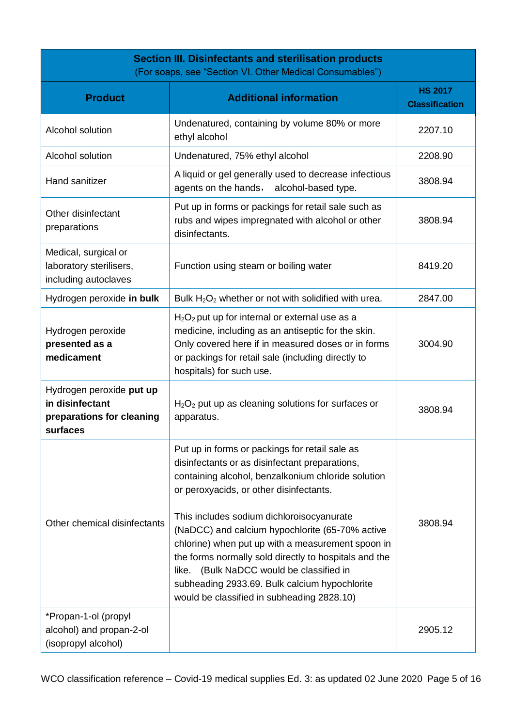| **Section III. Disinfectants and sterilisation products** (For soaps, see "Section VI. Other Medical Consumables") | | |
|---|---|---|
| **Product** | **Additional information** | **HS 2017 Classification** |
| Alcohol solution | Undenatured, containing by volume 80% or more ethyl alcohol | 2207.10 |
| Alcohol solution | Undenatured, 75% ethyl alcohol | 2208.90 |
| Hand sanitizer | A liquid or gel generally used to decrease infectious agents on the hands， alcohol-based type. | 3808.94 |
| Other disinfectant preparations | Put up in forms or packings for retail sale such as rubs and wipes impregnated with alcohol or other disinfectants. | 3808.94 |
| Medical, surgical or laboratory sterilisers, including autoclaves | Function using steam or boiling water | 8419.20 |
| Hydrogen peroxide **in bulk** | Bulk $H_2O_2$ whether or not with solidified with urea. | 2847.00 |
| Hydrogen peroxide **presented as a medicament** | $H_2O_2$ put up for internal or external use as a medicine, including as an antiseptic for the skin. Only covered here if in measured doses or in forms or packings for retail sale (including directly to hospitals) for such use. | 3004.90 |
| Hydrogen peroxide **put up in disinfectant preparations for cleaning surfaces** | $H_2O_2$ put up as cleaning solutions for surfaces or apparatus. | 3808.94 |
| Other chemical disinfectants | Put up in forms or packings for retail sale as disinfectants or as disinfectant preparations, containing alcohol, benzalkonium chloride solution or peroxyacids, or other disinfectants.<br><br>This includes sodium dichloroisocyanurate (NaDCC) and calcium hypochlorite (65-70% active chlorine) when put up with a measurement spoon in the forms normally sold directly to hospitals and the like. (Bulk NaDCC would be classified in subheading 2933.69. Bulk calcium hypochlorite would be classified in subheading 2828.10) | 3808.94 |
| *Propan-1-ol (propyl alcohol) and propan-2-ol (isopropyl alcohol) | | 2905.12 |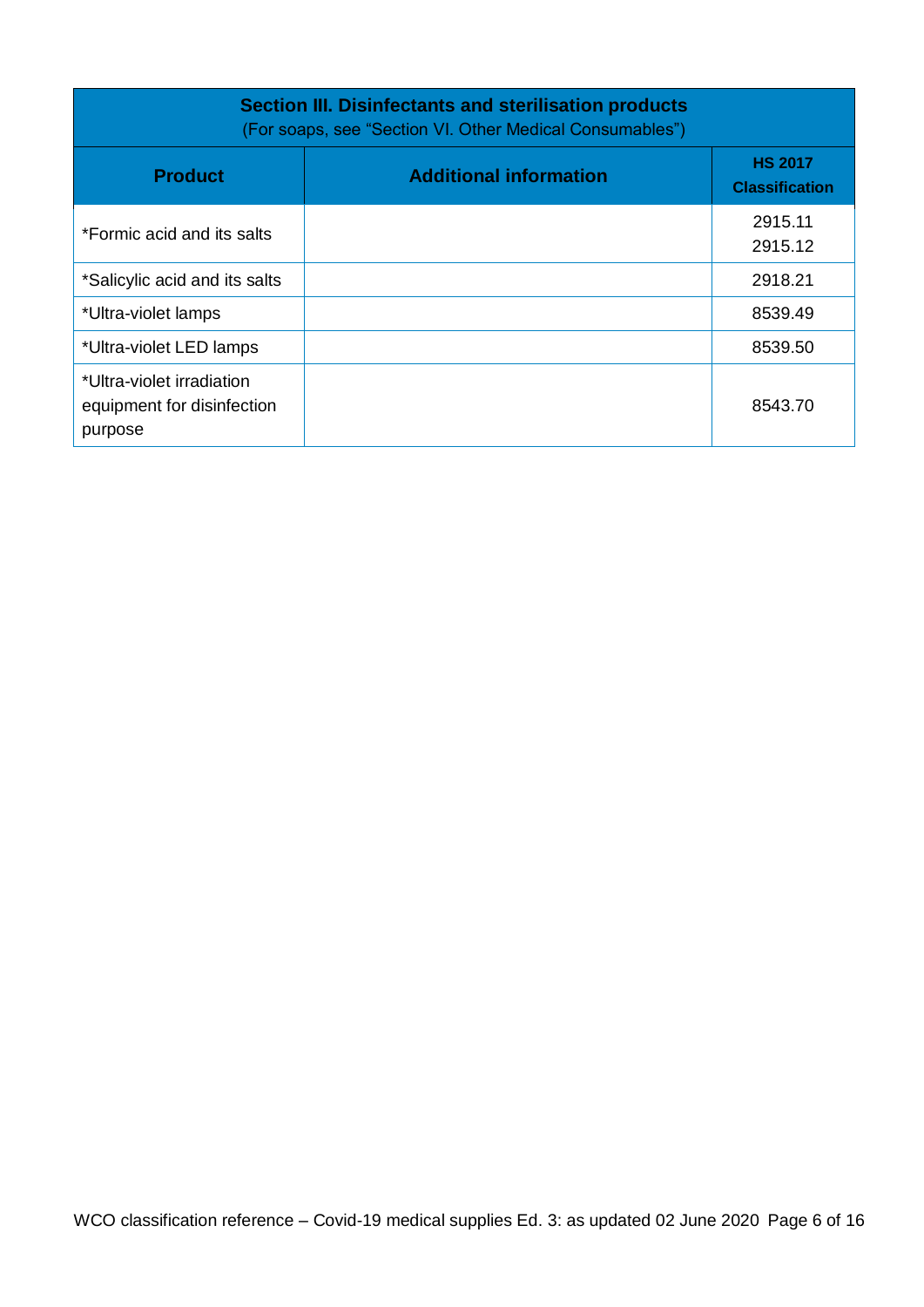| **Section III. Disinfectants and sterilisation products** (For soaps, see “Section VI. Other Medical Consumables”) | | |
|---|---|---|
| **Product** | **Additional information** | **HS 2017 Classification** |
| *Formic acid and its salts | | 2915.11<br>2915.12 |
| *Salicylic acid and its salts | | 2918.21 |
| *Ultra-violet lamps | | 8539.49 |
| *Ultra-violet LED lamps | | 8539.50 |
| *Ultra-violet irradiation equipment for disinfection purpose | | 8543.70 |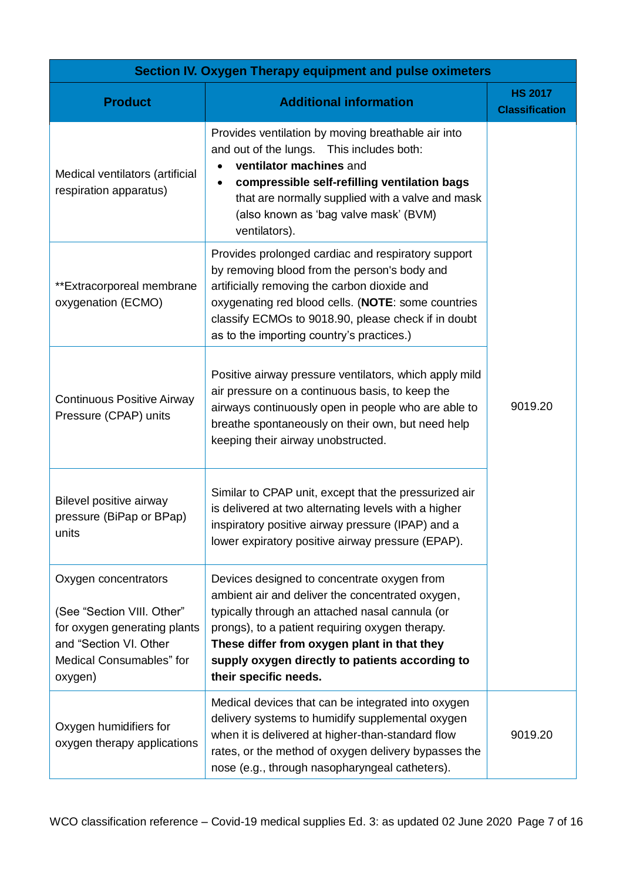| Section IV. Oxygen Therapy equipment and pulse oximeters | | |
|---|---|---|
| **Product** | **Additional information** | **HS 2017 Classification** |
| Medical ventilators (artificial respiration apparatus) | Provides ventilation by moving breathable air into and out of the lungs. This includes both:<br>• **ventilator machines** and<br>• **compressible self-refilling ventilation bags** that are normally supplied with a valve and mask (also known as 'bag valve mask' (BVM) ventilators). | 9019.20 |
| **Extracorporeal membrane oxygenation (ECMO) | Provides prolonged cardiac and respiratory support by removing blood from the person's body and artificially removing the carbon dioxide and oxygenating red blood cells. (**NOTE**: some countries classify ECMOs to 9018.90, please check if in doubt as to the importing country's practices.) | 9019.20 |
| Continuous Positive Airway Pressure (CPAP) units | Positive airway pressure ventilators, which apply mild air pressure on a continuous basis, to keep the airways continuously open in people who are able to breathe spontaneously on their own, but need help keeping their airway unobstructed. | 9019.20 |
| Bilevel positive airway pressure (BiPap or BPap) units | Similar to CPAP unit, except that the pressurized air is delivered at two alternating levels with a higher inspiratory positive airway pressure (IPAP) and a lower expiratory positive airway pressure (EPAP). | 9019.20 |
| Oxygen concentrators<br><br>(See "Section VIII. Other" for oxygen generating plants and "Section VI. Other Medical Consumables" for oxygen) | Devices designed to concentrate oxygen from ambient air and deliver the concentrated oxygen, typically through an attached nasal cannula (or prongs), to a patient requiring oxygen therapy. **These differ from oxygen plant in that they supply oxygen directly to patients according to their specific needs.** | 9019.20 |
| Oxygen humidifiers for oxygen therapy applications | Medical devices that can be integrated into oxygen delivery systems to humidify supplemental oxygen when it is delivered at higher-than-standard flow rates, or the method of oxygen delivery bypasses the nose (e.g., through nasopharyngeal catheters). | 9019.20 |

WCO classification reference – Covid-19 medical supplies Ed. 3: as updated 02 June 2020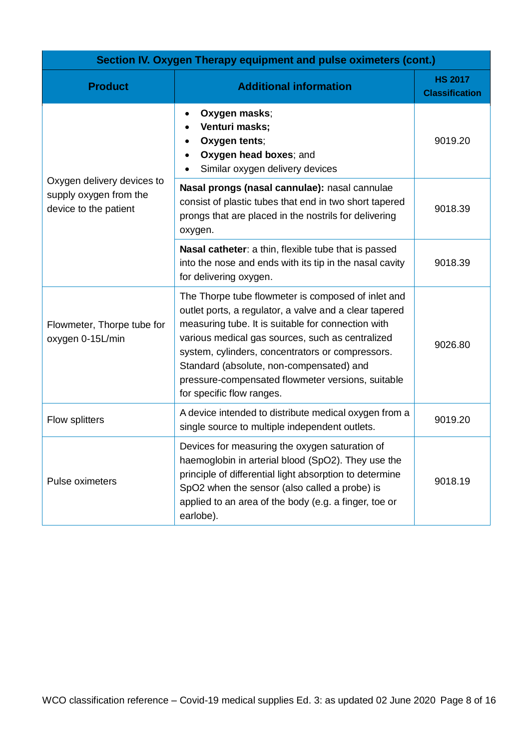| Section IV. Oxygen Therapy equipment and pulse oximeters (cont.) | | |
|---|---|---|
| **Product** | **Additional information** | **HS 2017 Classification** |
| Oxygen delivery devices to supply oxygen from the device to the patient | • **Oxygen masks**;<br>• **Venturi masks;**<br>• **Oxygen tents**;<br>• **Oxygen head boxes**; and<br>• Similar oxygen delivery devices | 9019.20 |
| | **Nasal prongs (nasal cannulae):** nasal cannulae consist of plastic tubes that end in two short tapered prongs that are placed in the nostrils for delivering oxygen. | 9018.39 |
| | **Nasal catheter**: a thin, flexible tube that is passed into the nose and ends with its tip in the nasal cavity for delivering oxygen. | 9018.39 |
| Flowmeter, Thorpe tube for oxygen 0-15L/min | The Thorpe tube flowmeter is composed of inlet and outlet ports, a regulator, a valve and a clear tapered measuring tube. It is suitable for connection with various medical gas sources, such as centralized system, cylinders, concentrators or compressors. Standard (absolute, non-compensated) and pressure-compensated flowmeter versions, suitable for specific flow ranges. | 9026.80 |
| Flow splitters | A device intended to distribute medical oxygen from a single source to multiple independent outlets. | 9019.20 |
| Pulse oximeters | Devices for measuring the oxygen saturation of haemoglobin in arterial blood (SpO2). They use the principle of differential light absorption to determine SpO2 when the sensor (also called a probe) is applied to an area of the body (e.g. a finger, toe or earlobe). | 9018.19 |

WCO classification reference – Covid-19 medical supplies Ed. 3: as updated 02 June 2020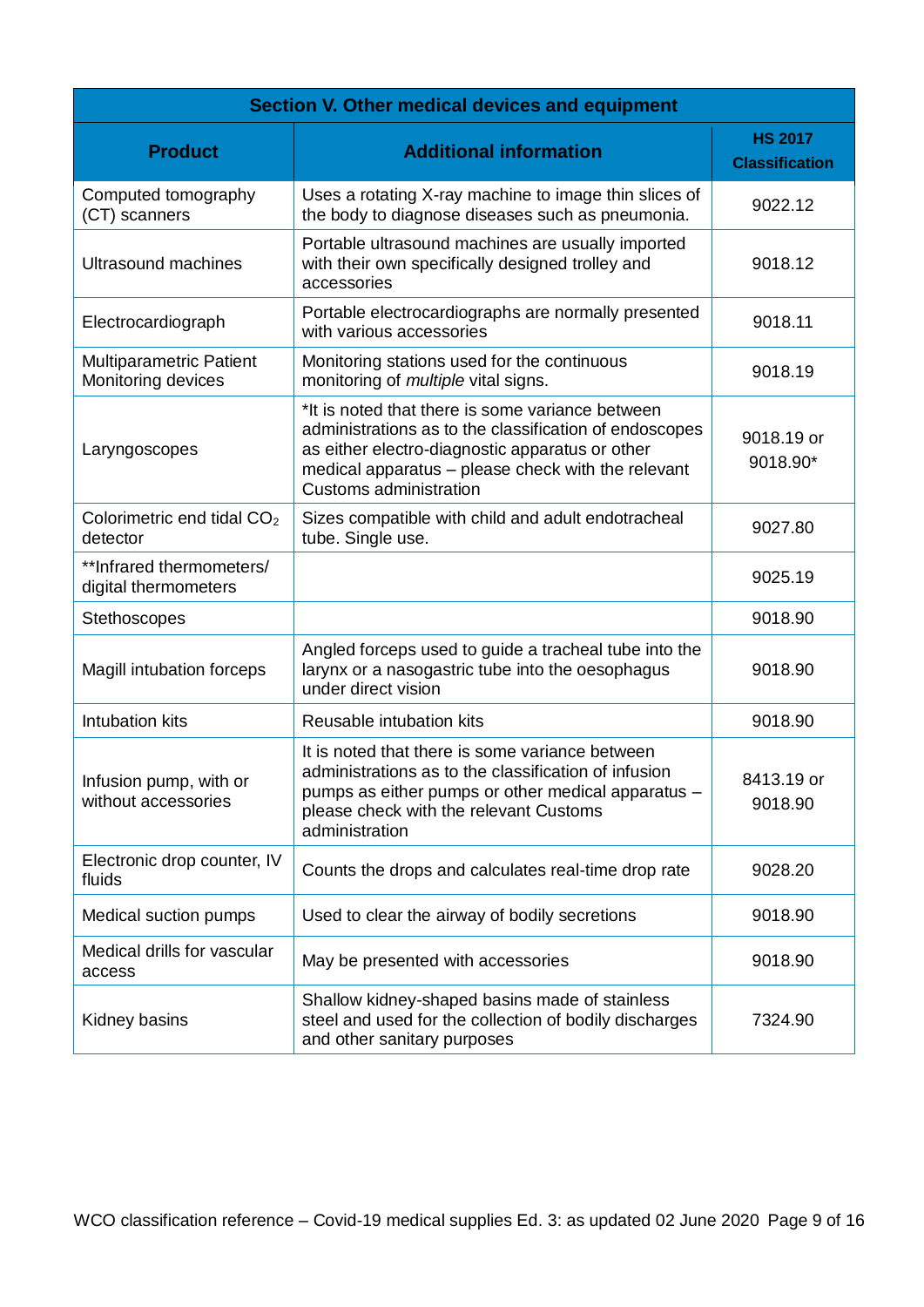| Section V. Other medical devices and equipment | | |
|---|---|---|
| **Product** | **Additional information** | **HS 2017 Classification** |
| Computed tomography (CT) scanners | Uses a rotating X-ray machine to image thin slices of the body to diagnose diseases such as pneumonia. | 9022.12 |
| Ultrasound machines | Portable ultrasound machines are usually imported with their own specifically designed trolley and accessories | 9018.12 |
| Electrocardiograph | Portable electrocardiographs are normally presented with various accessories | 9018.11 |
| Multiparametric Patient Monitoring devices | Monitoring stations used for the continuous monitoring of *multiple* vital signs. | 9018.19 |
| Laryngoscopes | *It is noted that there is some variance between administrations as to the classification of endoscopes as either electro-diagnostic apparatus or other medical apparatus – please check with the relevant Customs administration | 9018.19 or 9018.90* |
| Colorimetric end tidal $CO_2$ detector | Sizes compatible with child and adult endotracheal tube. Single use. | 9027.80 |
| **Infrared thermometers/ digital thermometers | | 9025.19 |
| Stethoscopes | | 9018.90 |
| Magill intubation forceps | Angled forceps used to guide a tracheal tube into the larynx or a nasogastric tube into the oesophagus under direct vision | 9018.90 |
| Intubation kits | Reusable intubation kits | 9018.90 |
| Infusion pump, with or without accessories | It is noted that there is some variance between administrations as to the classification of infusion pumps as either pumps or other medical apparatus – please check with the relevant Customs administration | 8413.19 or 9018.90 |
| Electronic drop counter, IV fluids | Counts the drops and calculates real-time drop rate | 9028.20 |
| Medical suction pumps | Used to clear the airway of bodily secretions | 9018.90 |
| Medical drills for vascular access | May be presented with accessories | 9018.90 |
| Kidney basins | Shallow kidney-shaped basins made of stainless steel and used for the collection of bodily discharges and other sanitary purposes | 7324.90 |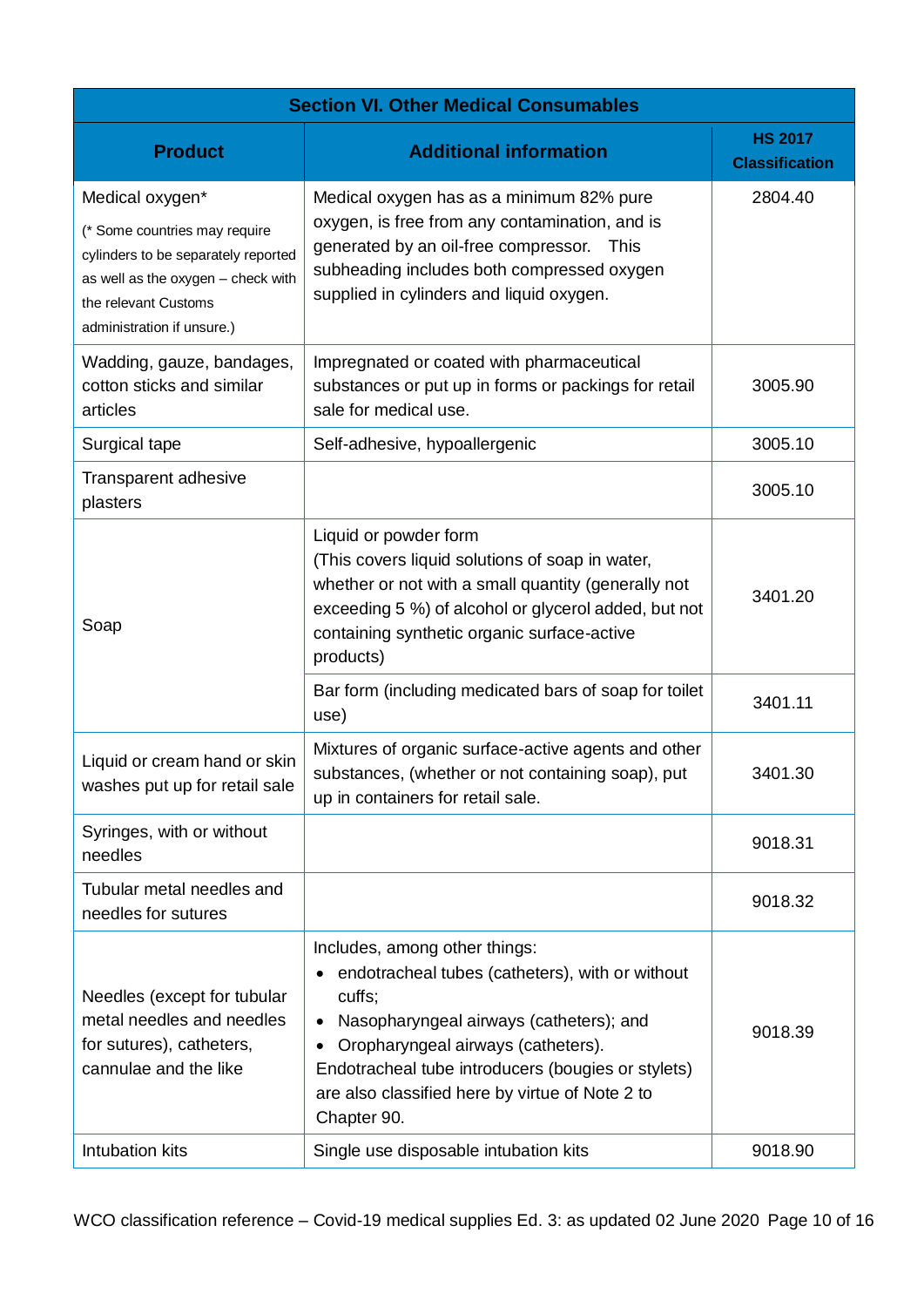| Section VI. Other Medical Consumables | | |
|---|---|---|
| **Product** | **Additional information** | **HS 2017 Classification** |
| Medical oxygen* (* Some countries may require cylinders to be separately reported as well as the oxygen – check with the relevant Customs administration if unsure.) | Medical oxygen has as a minimum 82% pure oxygen, is free from any contamination, and is generated by an oil-free compressor. This subheading includes both compressed oxygen supplied in cylinders and liquid oxygen. | 2804.40 |
| Wadding, gauze, bandages, cotton sticks and similar articles | Impregnated or coated with pharmaceutical substances or put up in forms or packings for retail sale for medical use. | 3005.90 |
| Surgical tape | Self-adhesive, hypoallergenic | 3005.10 |
| Transparent adhesive plasters | | 3005.10 |
| Soap | Liquid or powder form (This covers liquid solutions of soap in water, whether or not with a small quantity (generally not exceeding 5 %) of alcohol or glycerol added, but not containing synthetic organic surface-active products) | 3401.20 |
| | Bar form (including medicated bars of soap for toilet use) | 3401.11 |
| Liquid or cream hand or skin washes put up for retail sale | Mixtures of organic surface-active agents and other substances, (whether or not containing soap), put up in containers for retail sale. | 3401.30 |
| Syringes, with or without needles | | 9018.31 |
| Tubular metal needles and needles for sutures | | 9018.32 |
| Needles (except for tubular metal needles and needles for sutures), catheters, cannulae and the like | Includes, among other things:<br>• endotracheal tubes (catheters), with or without cuffs;<br>• Nasopharyngeal airways (catheters); and<br>• Oropharyngeal airways (catheters).<br>Endotracheal tube introducers (bougies or stylets) are also classified here by virtue of Note 2 to Chapter 90. | 9018.39 |
| Intubation kits | Single use disposable intubation kits | 9018.90 |

WCO classification reference – Covid-19 medical supplies Ed. 3: as updated 02 June 2020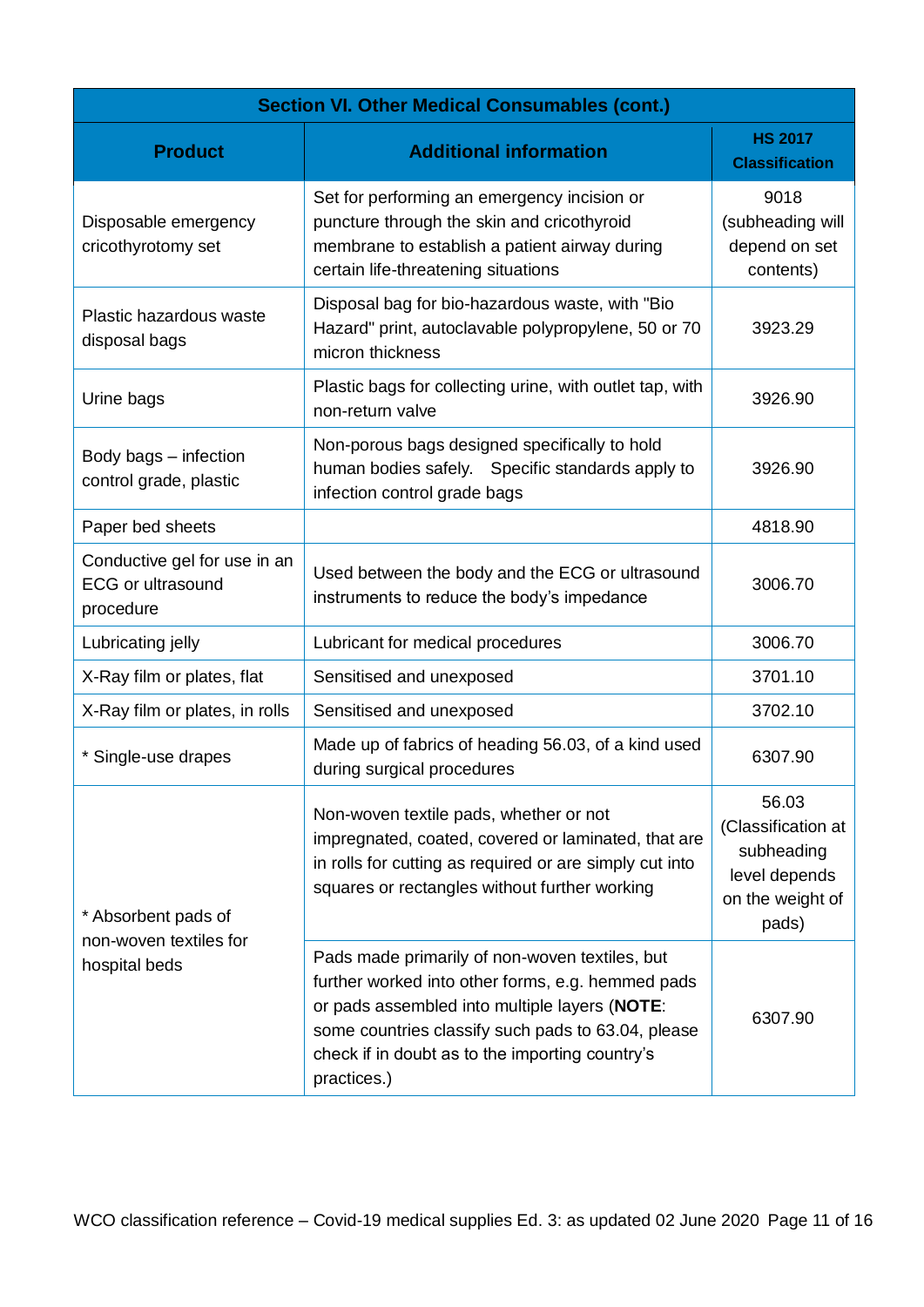| Section VI. Other Medical Consumables (cont.) | | |
|---|---|---|
| **Product** | **Additional information** | **HS 2017 Classification** |
| Disposable emergency cricothyrotomy set | Set for performing an emergency incision or puncture through the skin and cricothyroid membrane to establish a patient airway during certain life-threatening situations | 9018 (subheading will depend on set contents) |
| Plastic hazardous waste disposal bags | Disposal bag for bio-hazardous waste, with "Bio Hazard" print, autoclavable polypropylene, 50 or 70 micron thickness | 3923.29 |
| Urine bags | Plastic bags for collecting urine, with outlet tap, with non-return valve | 3926.90 |
| Body bags – infection control grade, plastic | Non-porous bags designed specifically to hold human bodies safely. Specific standards apply to infection control grade bags | 3926.90 |
| Paper bed sheets | | 4818.90 |
| Conductive gel for use in an ECG or ultrasound procedure | Used between the body and the ECG or ultrasound instruments to reduce the body's impedance | 3006.70 |
| Lubricating jelly | Lubricant for medical procedures | 3006.70 |
| X-Ray film or plates, flat | Sensitised and unexposed | 3701.10 |
| X-Ray film or plates, in rolls | Sensitised and unexposed | 3702.10 |
| * Single-use drapes | Made up of fabrics of heading 56.03, of a kind used during surgical procedures | 6307.90 |
| * Absorbent pads of non-woven textiles for hospital beds | Non-woven textile pads, whether or not impregnated, coated, covered or laminated, that are in rolls for cutting as required or are simply cut into squares or rectangles without further working | 56.03 (Classification at subheading level depends on the weight of pads) |
| | Pads made primarily of non-woven textiles, but further worked into other forms, e.g. hemmed pads or pads assembled into multiple layers (**NOTE**: some countries classify such pads to 63.04, please check if in doubt as to the importing country's practices.) | 6307.90 |

WCO classification reference – Covid-19 medical supplies Ed. 3: as updated 02 June 2020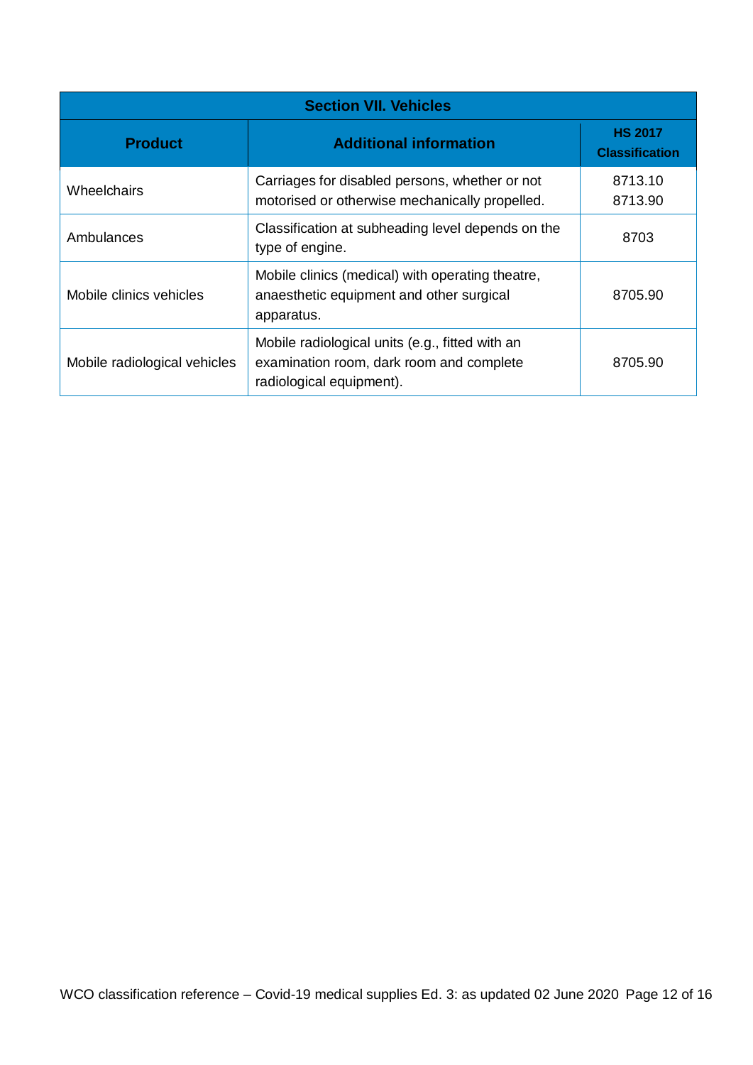| Section VII. Vehicles | | |
|---|---|---|
| **Product** | **Additional information** | **HS 2017 Classification** |
| Wheelchairs | Carriages for disabled persons, whether or not motorised or otherwise mechanically propelled. | 8713.10<br>8713.90 |
| Ambulances | Classification at subheading level depends on the type of engine. | 8703 |
| Mobile clinics vehicles | Mobile clinics (medical) with operating theatre, anaesthetic equipment and other surgical apparatus. | 8705.90 |
| Mobile radiological vehicles | Mobile radiological units (e.g., fitted with an examination room, dark room and complete radiological equipment). | 8705.90 |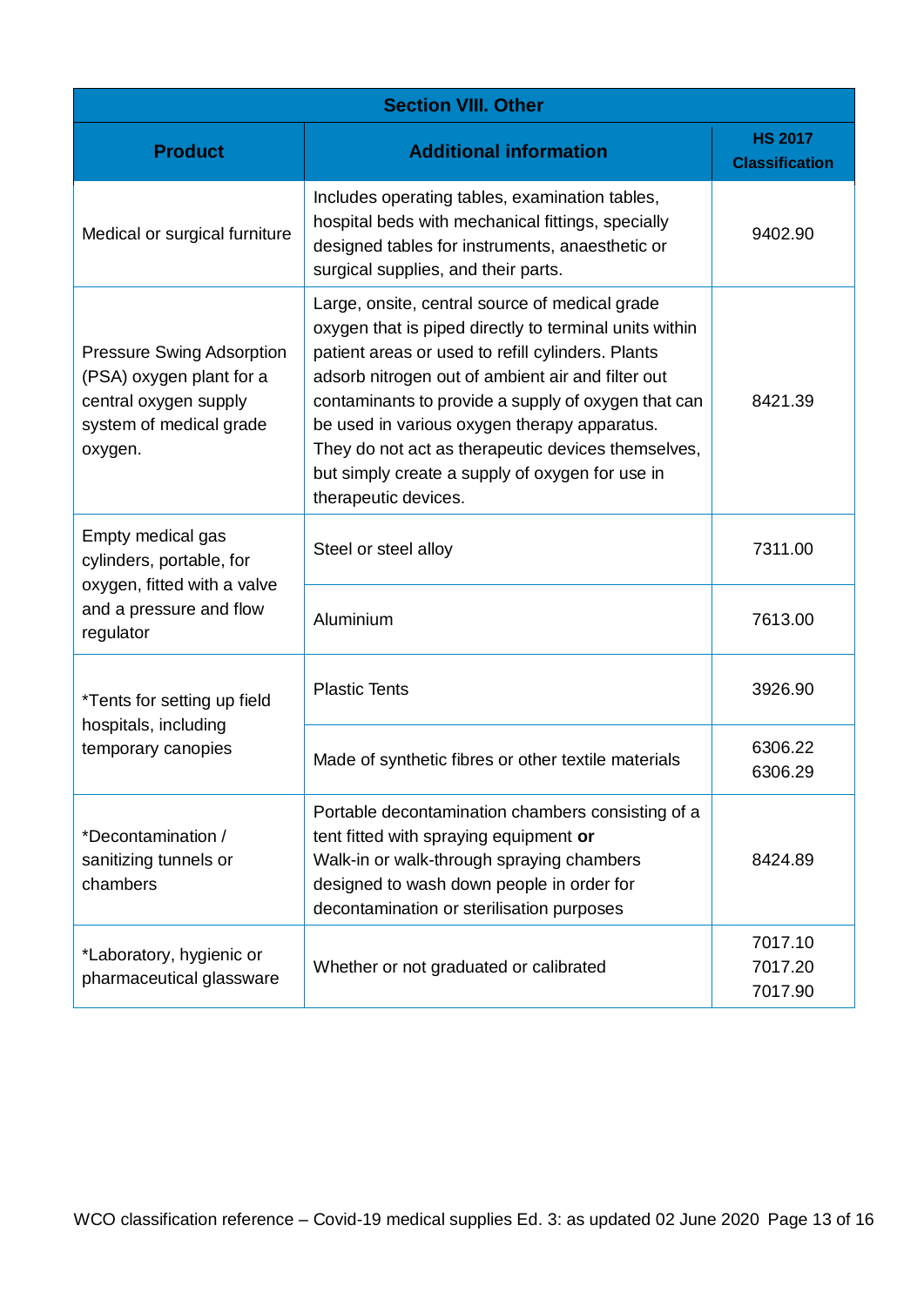| Section VIII. Other | | |
|---|---|---|
| **Product** | **Additional information** | **HS 2017 Classification** |
| Medical or surgical furniture | Includes operating tables, examination tables, hospital beds with mechanical fittings, specially designed tables for instruments, anaesthetic or surgical supplies, and their parts. | 9402.90 |
| Pressure Swing Adsorption (PSA) oxygen plant for a central oxygen supply system of medical grade oxygen. | Large, onsite, central source of medical grade oxygen that is piped directly to terminal units within patient areas or used to refill cylinders. Plants adsorb nitrogen out of ambient air and filter out contaminants to provide a supply of oxygen that can be used in various oxygen therapy apparatus. They do not act as therapeutic devices themselves, but simply create a supply of oxygen for use in therapeutic devices. | 8421.39 |
| Empty medical gas cylinders, portable, for oxygen, fitted with a valve and a pressure and flow regulator | Steel or steel alloy | 7311.00 |
| | Aluminium | 7613.00 |
| *Tents for setting up field hospitals, including temporary canopies | Plastic Tents | 3926.90 |
| | Made of synthetic fibres or other textile materials | 6306.22<br>6306.29 |
| *Decontamination / sanitizing tunnels or chambers | Portable decontamination chambers consisting of a tent fitted with spraying equipment **or**<br>Walk-in or walk-through spraying chambers designed to wash down people in order for decontamination or sterilisation purposes | 8424.89 |
| *Laboratory, hygienic or pharmaceutical glassware | Whether or not graduated or calibrated | 7017.10<br>7017.20<br>7017.90 |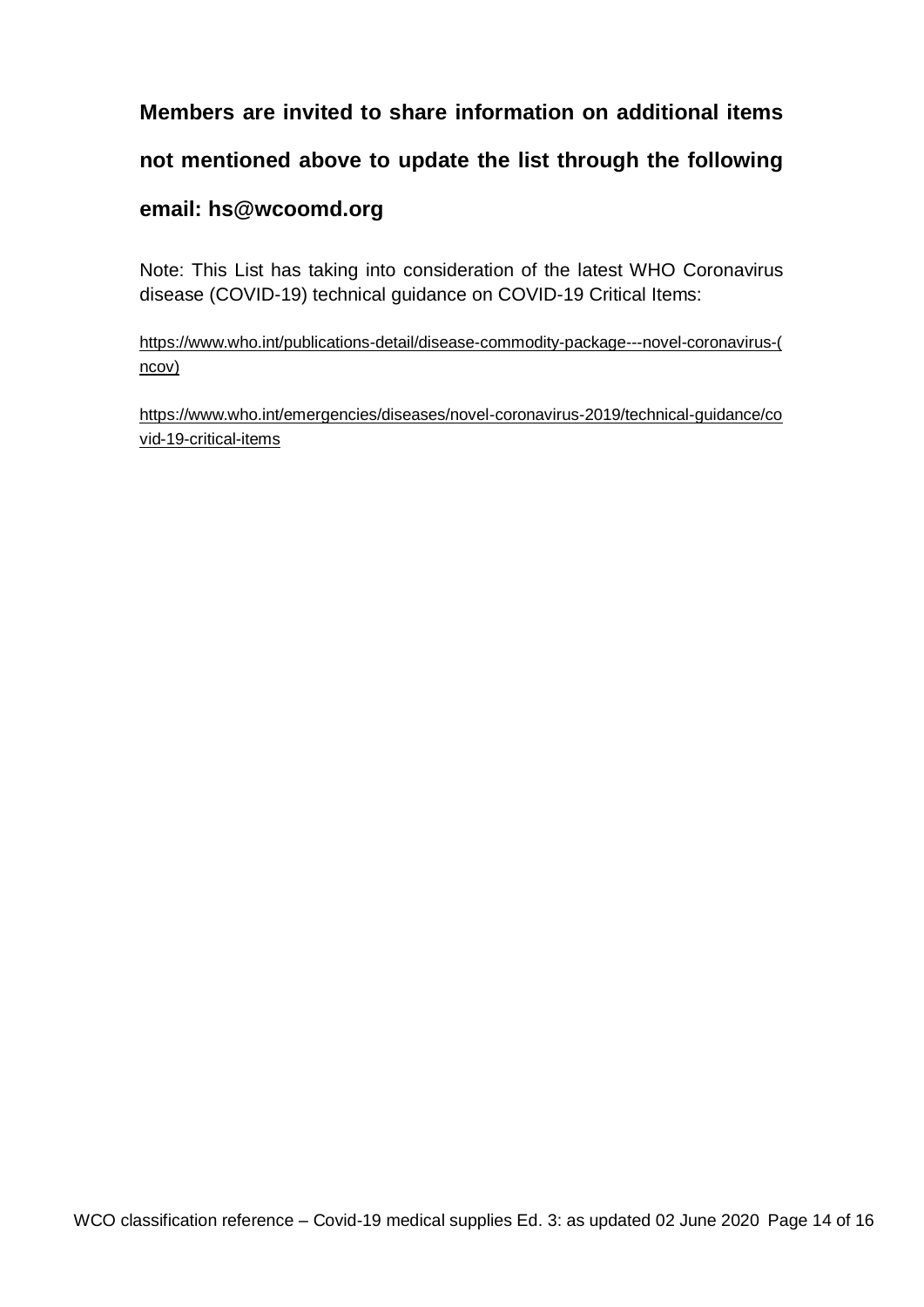**Members are invited to share information on additional items not mentioned above to update the list through the following email: hs@wcoomd.org**

Note: This List has taking into consideration of the latest WHO Coronavirus disease (COVID-19) technical guidance on COVID-19 Critical Items:

https://www.who.int/publications-detail/disease-commodity-package---novel-coronavirus-(ncov)

https://www.who.int/emergencies/diseases/novel-coronavirus-2019/technical-guidance/covid-19-critical-items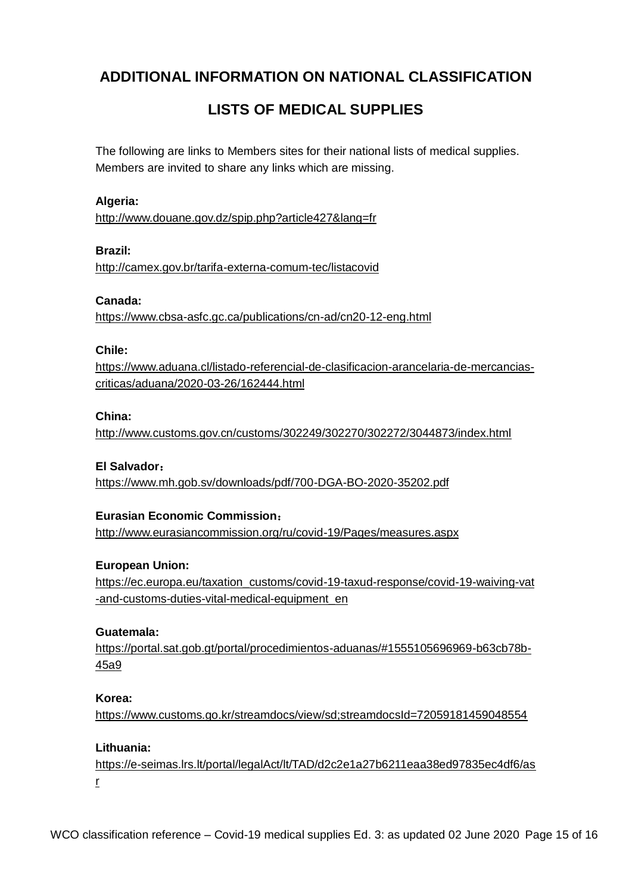## ADDITIONAL INFORMATION ON NATIONAL CLASSIFICATION LISTS OF MEDICAL SUPPLIES

The following are links to Members sites for their national lists of medical supplies. Members are invited to share any links which are missing.

**Algeria:**
http://www.douane.gov.dz/spip.php?article427&lang=fr

**Brazil:**
http://camex.gov.br/tarifa-externa-comum-tec/listacovid

**Canada:**
https://www.cbsa-asfc.gc.ca/publications/cn-ad/cn20-12-eng.html

**Chile:**
https://www.aduana.cl/listado-referencial-de-clasificacion-arancelaria-de-mercancias-criticas/aduana/2020-03-26/162444.html

**China:**
http://www.customs.gov.cn/customs/302249/302270/302272/3044873/index.html

**El Salvador：**
https://www.mh.gob.sv/downloads/pdf/700-DGA-BO-2020-35202.pdf

**Eurasian Economic Commission：**
http://www.eurasiancommission.org/ru/covid-19/Pages/measures.aspx

**European Union:**
https://ec.europa.eu/taxation_customs/covid-19-taxud-response/covid-19-waiving-vat-and-customs-duties-vital-medical-equipment_en

**Guatemala:**
https://portal.sat.gob.gt/portal/procedimientos-aduanas/#1555105696969-b63cb78b-45a9

**Korea:**
https://www.customs.go.kr/streamdocs/view/sd;streamdocsId=72059181459048554

**Lithuania:**
https://e-seimas.lrs.lt/portal/legalAct/lt/TAD/d2c2e1a27b6211eaa38ed97835ec4df6/asr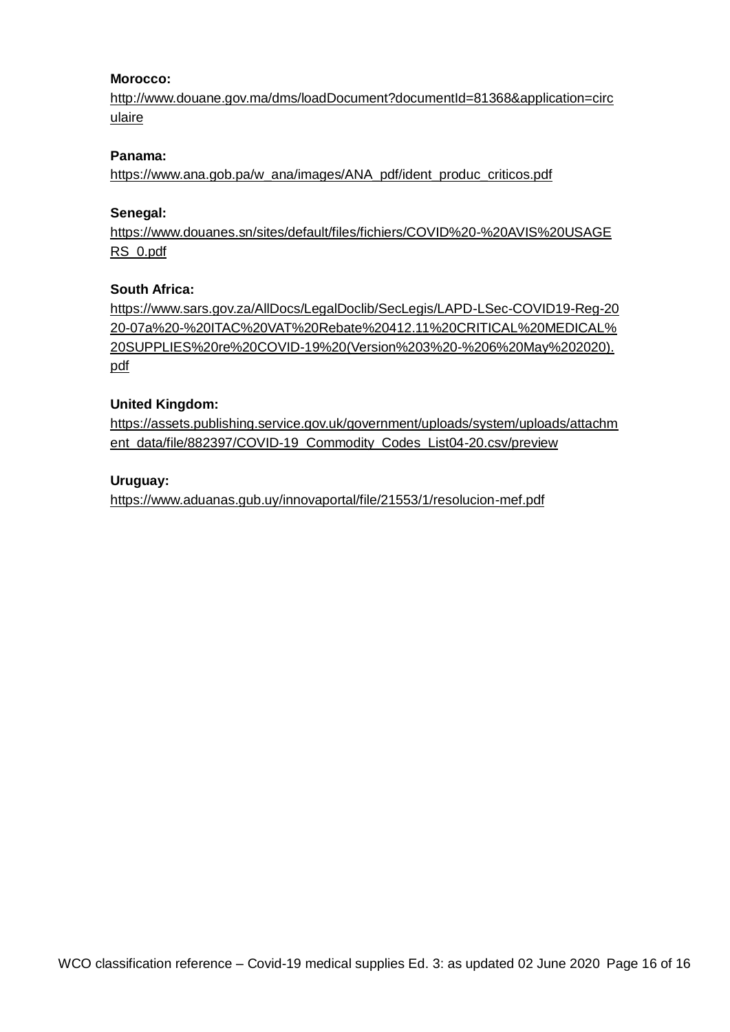**Morocco:**

http://www.douane.gov.ma/dms/loadDocument?documentId=81368&application=circulaire

**Panama:**

https://www.ana.gob.pa/w_ana/images/ANA_pdf/ident_produc_criticos.pdf

**Senegal:**

https://www.douanes.sn/sites/default/files/fichiers/COVID%20-%20AVIS%20USAGERS_0.pdf

**South Africa:**

https://www.sars.gov.za/AllDocs/LegalDoclib/SecLegis/LAPD-LSec-COVID19-Reg-2020-07a%20-%20ITAC%20VAT%20Rebate%20412.11%20CRITICAL%20MEDICAL%20SUPPLIES%20re%20COVID-19%20(Version%203%20-%206%20May%202020).pdf

**United Kingdom:**

https://assets.publishing.service.gov.uk/government/uploads/system/uploads/attachment_data/file/882397/COVID-19_Commodity_Codes_List04-20.csv/preview

**Uruguay:**

https://www.aduanas.gub.uy/innovaportal/file/21553/1/resolucion-mef.pdf